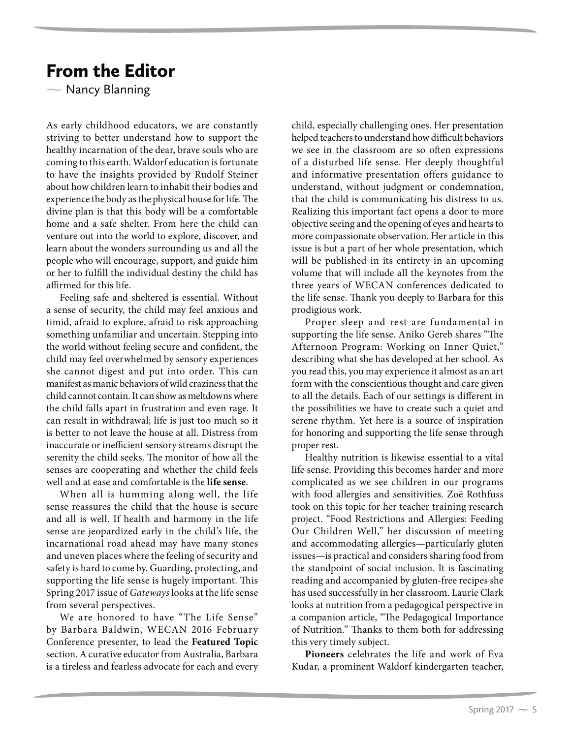# From the Editor

— Nancy Blanning

As early childhood educators, we are constantly striving to better understand how to support the healthy incarnation of the dear, brave souls who are coming to this earth. Waldorf education is fortunate to have the insights provided by Rudolf Steiner about how children learn to inhabit their bodies and experience the body as the physical house for life. The divine plan is that this body will be a comfortable home and a safe shelter. From here the child can venture out into the world to explore, discover, and learn about the wonders surrounding us and all the people who will encourage, support, and guide him or her to fulfill the individual destiny the child has affirmed for this life.

Feeling safe and sheltered is essential. Without a sense of security, the child may feel anxious and timid, afraid to explore, afraid to risk approaching something unfamiliar and uncertain. Stepping into the world without feeling secure and confident, the child may feel overwhelmed by sensory experiences she cannot digest and put into order. This can manifest as manic behaviors of wild craziness that the child cannot contain. It can show as meltdowns where the child falls apart in frustration and even rage. It can result in withdrawal; life is just too much so it is better to not leave the house at all. Distress from inaccurate or inefficient sensory streams disrupt the serenity the child seeks. The monitor of how all the senses are cooperating and whether the child feels well and at ease and comfortable is the **life sense**.

When all is humming along well, the life sense reassures the child that the house is secure and all is well. If health and harmony in the life sense are jeopardized early in the child's life, the incarnational road ahead may have many stones and uneven places where the feeling of security and safety is hard to come by. Guarding, protecting, and supporting the life sense is hugely important. This Spring 2017 issue of *Gateways* looks at the life sense from several perspectives.

We are honored to have "The Life Sense" by Barbara Baldwin, WECAN 2016 February Conference presenter, to lead the **Featured Topic** section. A curative educator from Australia, Barbara is a tireless and fearless advocate for each and every child, especially challenging ones. Her presentation helped teachers to understand how difficult behaviors we see in the classroom are so often expressions of a disturbed life sense. Her deeply thoughtful and informative presentation offers guidance to understand, without judgment or condemnation, that the child is communicating his distress to us. Realizing this important fact opens a door to more objective seeing and the opening of eyes and hearts to more compassionate observation. Her article in this issue is but a part of her whole presentation, which will be published in its entirety in an upcoming volume that will include all the keynotes from the three years of WECAN conferences dedicated to the life sense. Thank you deeply to Barbara for this prodigious work.

Proper sleep and rest are fundamental in supporting the life sense. Aniko Gereb shares "The Afternoon Program: Working on Inner Quiet," describing what she has developed at her school. As you read this, you may experience it almost as an art form with the conscientious thought and care given to all the details. Each of our settings is different in the possibilities we have to create such a quiet and serene rhythm. Yet here is a source of inspiration for honoring and supporting the life sense through proper rest.

Healthy nutrition is likewise essential to a vital life sense. Providing this becomes harder and more complicated as we see children in our programs with food allergies and sensitivities. Zoë Rothfuss took on this topic for her teacher training research project. "Food Restrictions and Allergies: Feeding Our Children Well," her discussion of meeting and accommodating allergies—particularly gluten issues—is practical and considers sharing food from the standpoint of social inclusion. It is fascinating reading and accompanied by gluten-free recipes she has used successfully in her classroom. Laurie Clark looks at nutrition from a pedagogical perspective in a companion article, "The Pedagogical Importance of Nutrition." Thanks to them both for addressing this very timely subject.

**Pioneers** celebrates the life and work of Eva Kudar, a prominent Waldorf kindergarten teacher,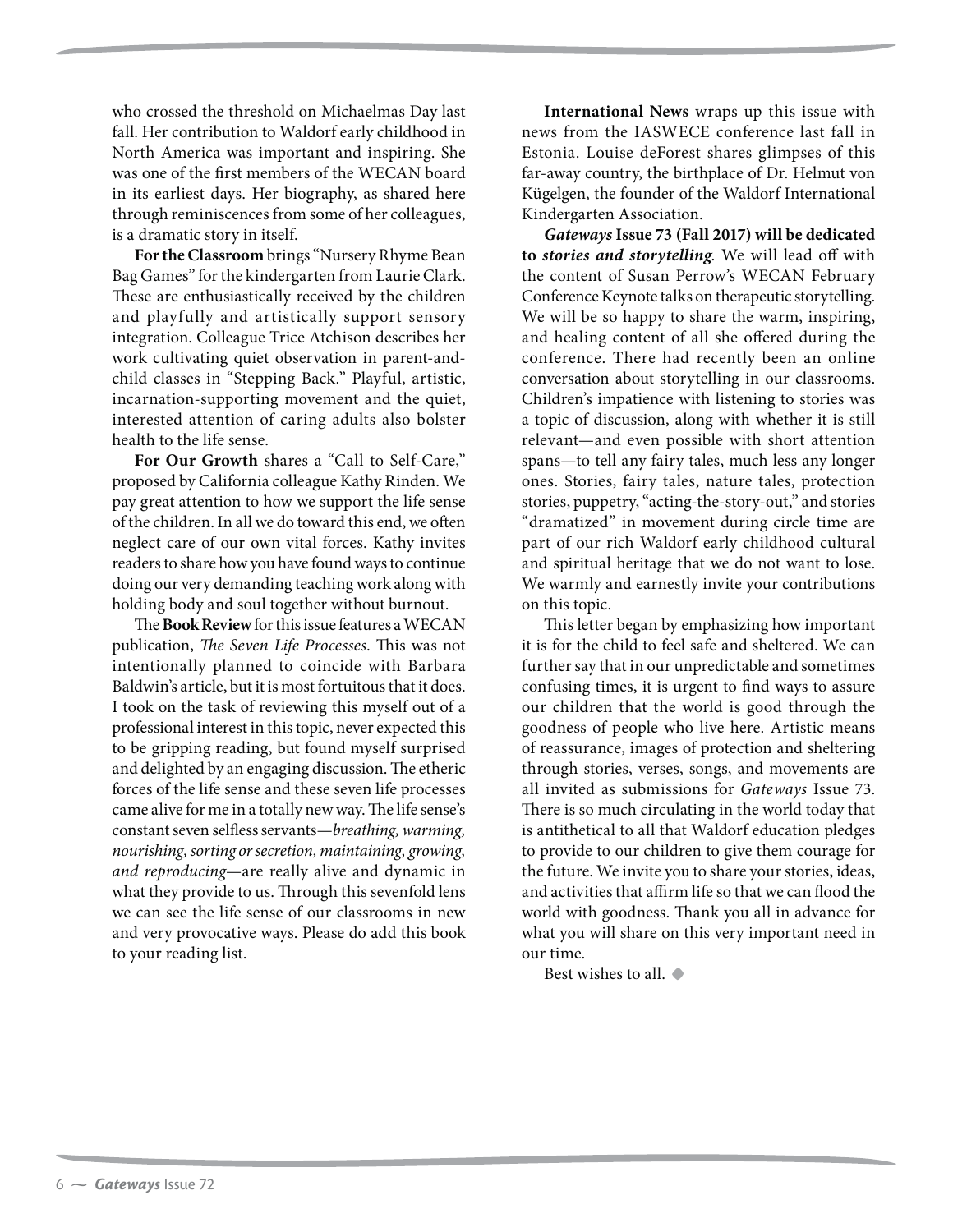who crossed the threshold on Michaelmas Day last fall. Her contribution to Waldorf early childhood in North America was important and inspiring. She was one of the first members of the WECAN board in its earliest days. Her biography, as shared here through reminiscences from some of her colleagues, is a dramatic story in itself.

**For the Classroom** brings "Nursery Rhyme Bean Bag Games" for the kindergarten from Laurie Clark. These are enthusiastically received by the children and playfully and artistically support sensory integration. Colleague Trice Atchison describes her work cultivating quiet observation in parent-and-child classes in "Stepping Back." Playful, artistic, incarnation-supporting movement and the quiet, interested attention of caring adults also bolster health to the life sense.

**For Our Growth** shares a "Call to Self-Care," proposed by California colleague Kathy Rinden. We pay great attention to how we support the life sense of the children. In all we do toward this end, we often neglect care of our own vital forces. Kathy invites readers to share how you have found ways to continue doing our very demanding teaching work along with holding body and soul together without burnout.

The **Book Review** for this issue features a WECAN publication, *The Seven Life Processes*. This was not intentionally planned to coincide with Barbara Baldwin's article, but it is most fortuitous that it does. I took on the task of reviewing this myself out of a professional interest in this topic, never expected this to be gripping reading, but found myself surprised and delighted by an engaging discussion. The etheric forces of the life sense and these seven life processes came alive for me in a totally new way. The life sense's constant seven selfless servants—*breathing, warming, nourishing, sorting or secretion, maintaining, growing, and reproducing*—are really alive and dynamic in what they provide to us. Through this sevenfold lens we can see the life sense of our classrooms in new and very provocative ways. Please do add this book to your reading list.

**International News** wraps up this issue with news from the IASWECE conference last fall in Estonia. Louise deForest shares glimpses of this far-away country, the birthplace of Dr. Helmut von Kügelgen, the founder of the Waldorf International Kindergarten Association.

***Gateways* Issue 73 (Fall 2017) will be dedicated to *stories and storytelling*.** We will lead off with the content of Susan Perrow's WECAN February Conference Keynote talks on therapeutic storytelling. We will be so happy to share the warm, inspiring, and healing content of all she offered during the conference. There had recently been an online conversation about storytelling in our classrooms. Children's impatience with listening to stories was a topic of discussion, along with whether it is still relevant—and even possible with short attention spans—to tell any fairy tales, much less any longer ones. Stories, fairy tales, nature tales, protection stories, puppetry, "acting-the-story-out," and stories "dramatized" in movement during circle time are part of our rich Waldorf early childhood cultural and spiritual heritage that we do not want to lose. We warmly and earnestly invite your contributions on this topic.

This letter began by emphasizing how important it is for the child to feel safe and sheltered. We can further say that in our unpredictable and sometimes confusing times, it is urgent to find ways to assure our children that the world is good through the goodness of people who live here. Artistic means of reassurance, images of protection and sheltering through stories, verses, songs, and movements are all invited as submissions for *Gateways* Issue 73. There is so much circulating in the world today that is antithetical to all that Waldorf education pledges to provide to our children to give them courage for the future. We invite you to share your stories, ideas, and activities that affirm life so that we can flood the world with goodness. Thank you all in advance for what you will share on this very important need in our time.

Best wishes to all. ◆